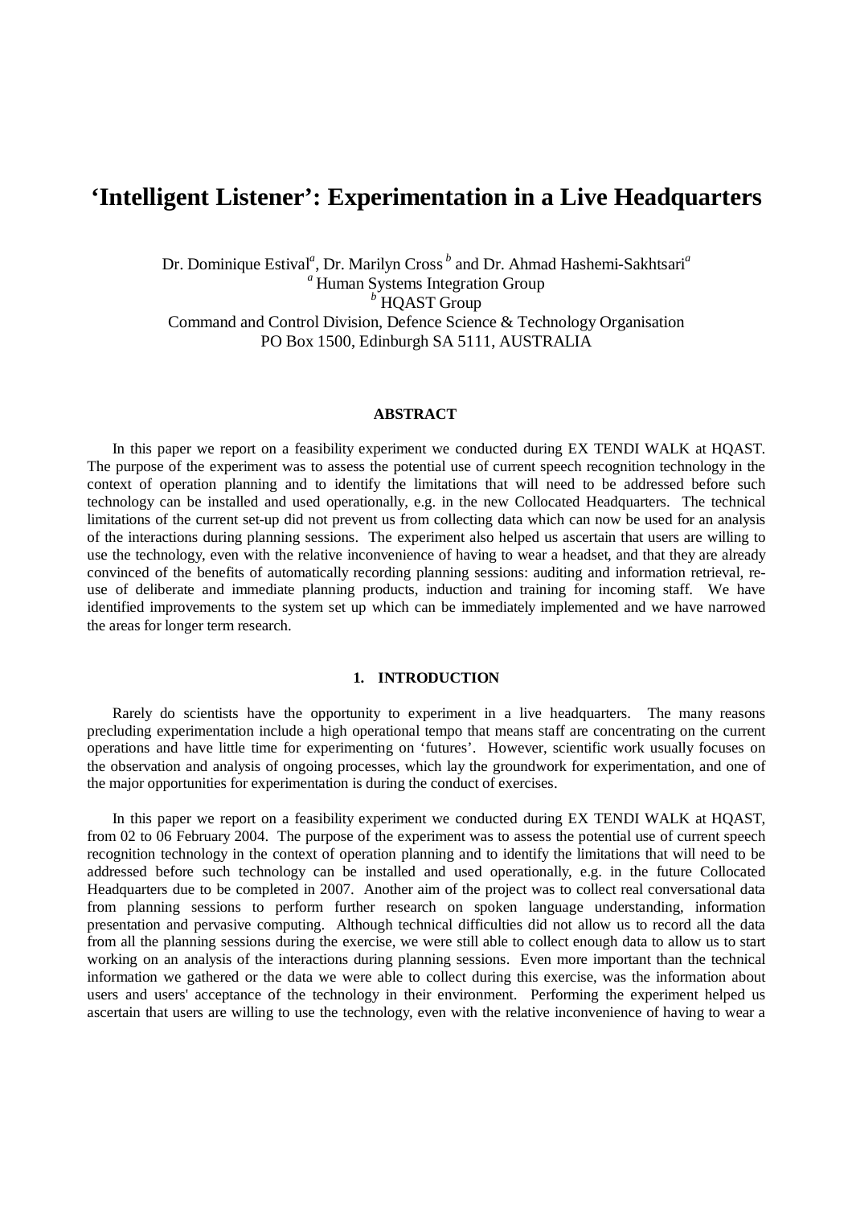# 'Intelligent Listener': Experimentation in a Live Headquarters

Dr. Dominique Estival[a], Dr. Marilyn Cross[b] and Dr. Ahmad Hashemi-Sakhtsari[a]
[a] Human Systems Integration Group
[b] HQAST Group
Command and Control Division, Defence Science & Technology Organisation
PO Box 1500, Edinburgh SA 5111, AUSTRALIA

### ABSTRACT

In this paper we report on a feasibility experiment we conducted during EX TENDI WALK at HQAST. The purpose of the experiment was to assess the potential use of current speech recognition technology in the context of operation planning and to identify the limitations that will need to be addressed before such technology can be installed and used operationally, e.g. in the new Collocated Headquarters. The technical limitations of the current set-up did not prevent us from collecting data which can now be used for an analysis of the interactions during planning sessions. The experiment also helped us ascertain that users are willing to use the technology, even with the relative inconvenience of having to wear a headset, and that they are already convinced of the benefits of automatically recording planning sessions: auditing and information retrieval, re-use of deliberate and immediate planning products, induction and training for incoming staff. We have identified improvements to the system set up which can be immediately implemented and we have narrowed the areas for longer term research.

## 1. INTRODUCTION

Rarely do scientists have the opportunity to experiment in a live headquarters. The many reasons precluding experimentation include a high operational tempo that means staff are concentrating on the current operations and have little time for experimenting on 'futures'. However, scientific work usually focuses on the observation and analysis of ongoing processes, which lay the groundwork for experimentation, and one of the major opportunities for experimentation is during the conduct of exercises.

In this paper we report on a feasibility experiment we conducted during EX TENDI WALK at HQAST, from 02 to 06 February 2004. The purpose of the experiment was to assess the potential use of current speech recognition technology in the context of operation planning and to identify the limitations that will need to be addressed before such technology can be installed and used operationally, e.g. in the future Collocated Headquarters due to be completed in 2007. Another aim of the project was to collect real conversational data from planning sessions to perform further research on spoken language understanding, information presentation and pervasive computing. Although technical difficulties did not allow us to record all the data from all the planning sessions during the exercise, we were still able to collect enough data to allow us to start working on an analysis of the interactions during planning sessions. Even more important than the technical information we gathered or the data we were able to collect during this exercise, was the information about users and users' acceptance of the technology in their environment. Performing the experiment helped us ascertain that users are willing to use the technology, even with the relative inconvenience of having to wear a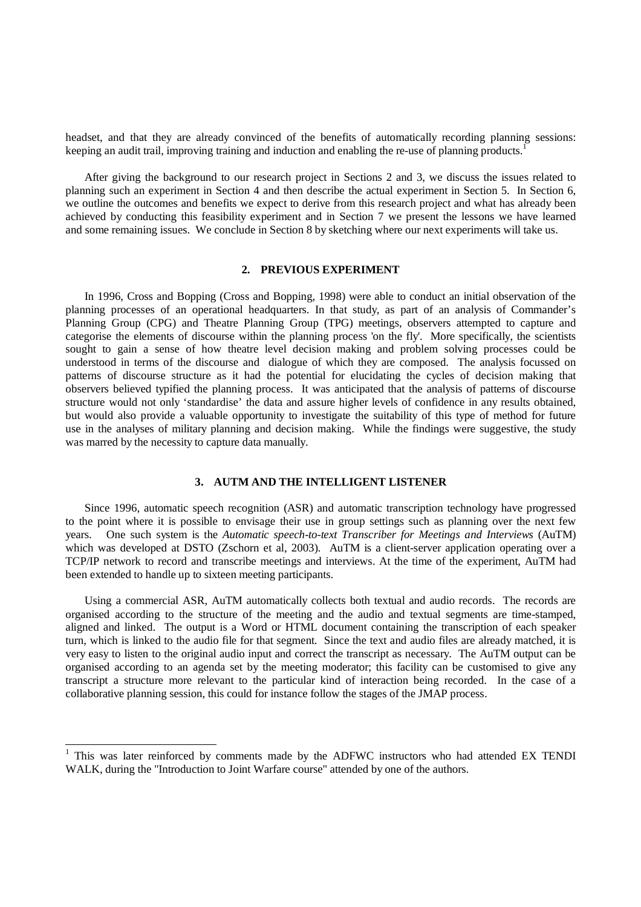headset, and that they are already convinced of the benefits of automatically recording planning sessions: keeping an audit trail, improving training and induction and enabling the re-use of planning products.[1]

After giving the background to our research project in Sections 2 and 3, we discuss the issues related to planning such an experiment in Section 4 and then describe the actual experiment in Section 5. In Section 6, we outline the outcomes and benefits we expect to derive from this research project and what has already been achieved by conducting this feasibility experiment and in Section 7 we present the lessons we have learned and some remaining issues. We conclude in Section 8 by sketching where our next experiments will take us.

## 2. PREVIOUS EXPERIMENT

In 1996, Cross and Bopping (Cross and Bopping, 1998) were able to conduct an initial observation of the planning processes of an operational headquarters. In that study, as part of an analysis of Commander's Planning Group (CPG) and Theatre Planning Group (TPG) meetings, observers attempted to capture and categorise the elements of discourse within the planning process 'on the fly'. More specifically, the scientists sought to gain a sense of how theatre level decision making and problem solving processes could be understood in terms of the discourse and dialogue of which they are composed. The analysis focussed on patterns of discourse structure as it had the potential for elucidating the cycles of decision making that observers believed typified the planning process. It was anticipated that the analysis of patterns of discourse structure would not only 'standardise' the data and assure higher levels of confidence in any results obtained, but would also provide a valuable opportunity to investigate the suitability of this type of method for future use in the analyses of military planning and decision making. While the findings were suggestive, the study was marred by the necessity to capture data manually.

## 3. AUTM AND THE INTELLIGENT LISTENER

Since 1996, automatic speech recognition (ASR) and automatic transcription technology have progressed to the point where it is possible to envisage their use in group settings such as planning over the next few years. One such system is the *Automatic speech-to-text Transcriber for Meetings and Interviews* (AuTM) which was developed at DSTO (Zschorn et al, 2003). AuTM is a client-server application operating over a TCP/IP network to record and transcribe meetings and interviews. At the time of the experiment, AuTM had been extended to handle up to sixteen meeting participants.

Using a commercial ASR, AuTM automatically collects both textual and audio records. The records are organised according to the structure of the meeting and the audio and textual segments are time-stamped, aligned and linked. The output is a Word or HTML document containing the transcription of each speaker turn, which is linked to the audio file for that segment. Since the text and audio files are already matched, it is very easy to listen to the original audio input and correct the transcript as necessary. The AuTM output can be organised according to an agenda set by the meeting moderator; this facility can be customised to give any transcript a structure more relevant to the particular kind of interaction being recorded. In the case of a collaborative planning session, this could for instance follow the stages of the JMAP process.

[1] This was later reinforced by comments made by the ADFWC instructors who had attended EX TENDI WALK, during the "Introduction to Joint Warfare course" attended by one of the authors.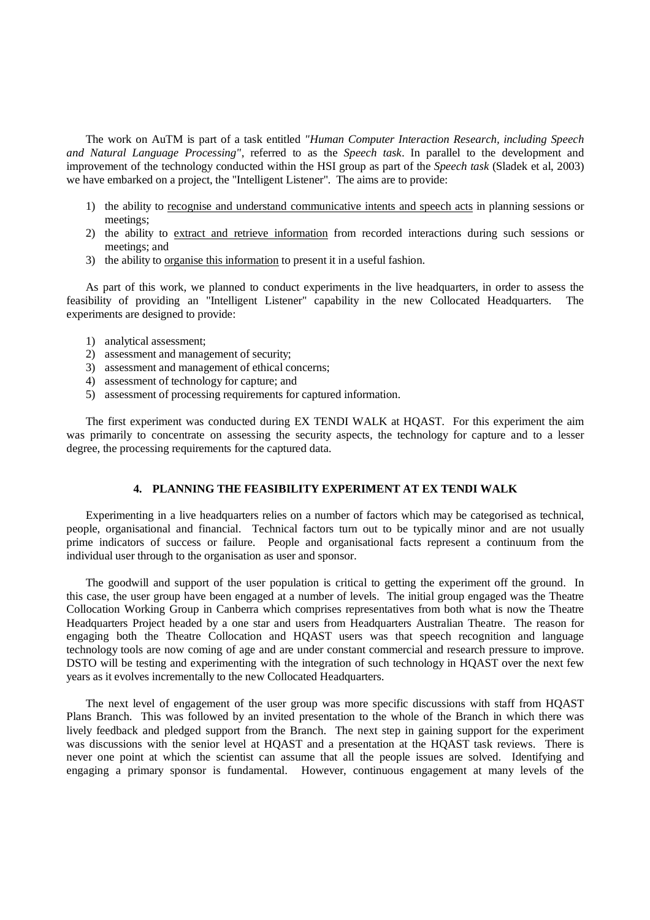The work on AuTM is part of a task entitled *"Human Computer Interaction Research, including Speech and Natural Language Processing"*, referred to as the *Speech task*. In parallel to the development and improvement of the technology conducted within the HSI group as part of the *Speech task* (Sladek et al, 2003) we have embarked on a project, the "Intelligent Listener". The aims are to provide:

1) the ability to <u>recognise and understand communicative intents and speech acts</u> in planning sessions or meetings;
2) the ability to <u>extract and retrieve information</u> from recorded interactions during such sessions or meetings; and
3) the ability to <u>organise this information</u> to present it in a useful fashion.

As part of this work, we planned to conduct experiments in the live headquarters, in order to assess the feasibility of providing an "Intelligent Listener" capability in the new Collocated Headquarters. The experiments are designed to provide:

1) analytical assessment;
2) assessment and management of security;
3) assessment and management of ethical concerns;
4) assessment of technology for capture; and
5) assessment of processing requirements for captured information.

The first experiment was conducted during EX TENDI WALK at HQAST. For this experiment the aim was primarily to concentrate on assessing the security aspects, the technology for capture and to a lesser degree, the processing requirements for the captured data.

## 4. PLANNING THE FEASIBILITY EXPERIMENT AT EX TENDI WALK

Experimenting in a live headquarters relies on a number of factors which may be categorised as technical, people, organisational and financial. Technical factors turn out to be typically minor and are not usually prime indicators of success or failure. People and organisational facts represent a continuum from the individual user through to the organisation as user and sponsor.

The goodwill and support of the user population is critical to getting the experiment off the ground. In this case, the user group have been engaged at a number of levels. The initial group engaged was the Theatre Collocation Working Group in Canberra which comprises representatives from both what is now the Theatre Headquarters Project headed by a one star and users from Headquarters Australian Theatre. The reason for engaging both the Theatre Collocation and HQAST users was that speech recognition and language technology tools are now coming of age and are under constant commercial and research pressure to improve. DSTO will be testing and experimenting with the integration of such technology in HQAST over the next few years as it evolves incrementally to the new Collocated Headquarters.

The next level of engagement of the user group was more specific discussions with staff from HQAST Plans Branch. This was followed by an invited presentation to the whole of the Branch in which there was lively feedback and pledged support from the Branch. The next step in gaining support for the experiment was discussions with the senior level at HQAST and a presentation at the HQAST task reviews. There is never one point at which the scientist can assume that all the people issues are solved. Identifying and engaging a primary sponsor is fundamental. However, continuous engagement at many levels of the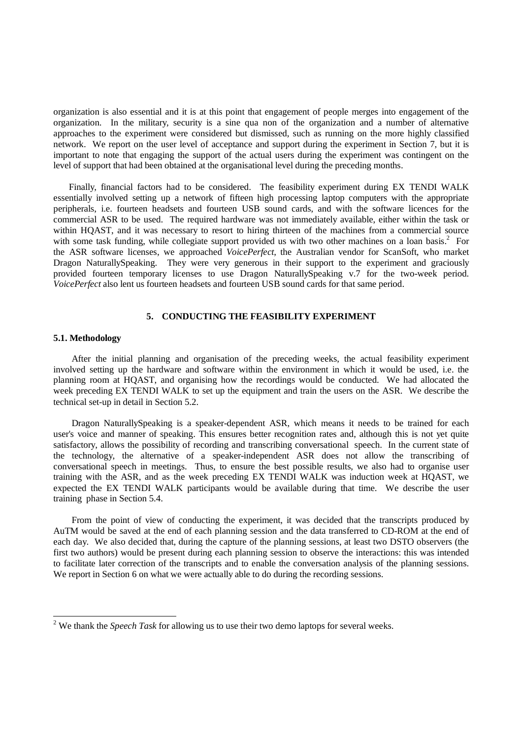organization is also essential and it is at this point that engagement of people merges into engagement of the organization. In the military, security is a sine qua non of the organization and a number of alternative approaches to the experiment were considered but dismissed, such as running on the more highly classified network. We report on the user level of acceptance and support during the experiment in Section 7, but it is important to note that engaging the support of the actual users during the experiment was contingent on the level of support that had been obtained at the organisational level during the preceding months.

Finally, financial factors had to be considered. The feasibility experiment during EX TENDI WALK essentially involved setting up a network of fifteen high processing laptop computers with the appropriate peripherals, i.e. fourteen headsets and fourteen USB sound cards, and with the software licences for the commercial ASR to be used. The required hardware was not immediately available, either within the task or within HQAST, and it was necessary to resort to hiring thirteen of the machines from a commercial source with some task funding, while collegiate support provided us with two other machines on a loan basis.[2] For the ASR software licenses, we approached *VoicePerfect*, the Australian vendor for ScanSoft, who market Dragon NaturallySpeaking. They were very generous in their support to the experiment and graciously provided fourteen temporary licenses to use Dragon NaturallySpeaking v.7 for the two-week period. *VoicePerfect* also lent us fourteen headsets and fourteen USB sound cards for that same period.

## 5. CONDUCTING THE FEASIBILITY EXPERIMENT

### 5.1. Methodology

After the initial planning and organisation of the preceding weeks, the actual feasibility experiment involved setting up the hardware and software within the environment in which it would be used, i.e. the planning room at HQAST, and organising how the recordings would be conducted. We had allocated the week preceding EX TENDI WALK to set up the equipment and train the users on the ASR. We describe the technical set-up in detail in Section 5.2.

Dragon NaturallySpeaking is a speaker-dependent ASR, which means it needs to be trained for each user's voice and manner of speaking. This ensures better recognition rates and, although this is not yet quite satisfactory, allows the possibility of recording and transcribing conversational speech. In the current state of the technology, the alternative of a speaker-independent ASR does not allow the transcribing of conversational speech in meetings. Thus, to ensure the best possible results, we also had to organise user training with the ASR, and as the week preceding EX TENDI WALK was induction week at HQAST, we expected the EX TENDI WALK participants would be available during that time. We describe the user training phase in Section 5.4.

From the point of view of conducting the experiment, it was decided that the transcripts produced by AuTM would be saved at the end of each planning session and the data transferred to CD-ROM at the end of each day. We also decided that, during the capture of the planning sessions, at least two DSTO observers (the first two authors) would be present during each planning session to observe the interactions: this was intended to facilitate later correction of the transcripts and to enable the conversation analysis of the planning sessions. We report in Section 6 on what we were actually able to do during the recording sessions.

---

[2] We thank the *Speech Task* for allowing us to use their two demo laptops for several weeks.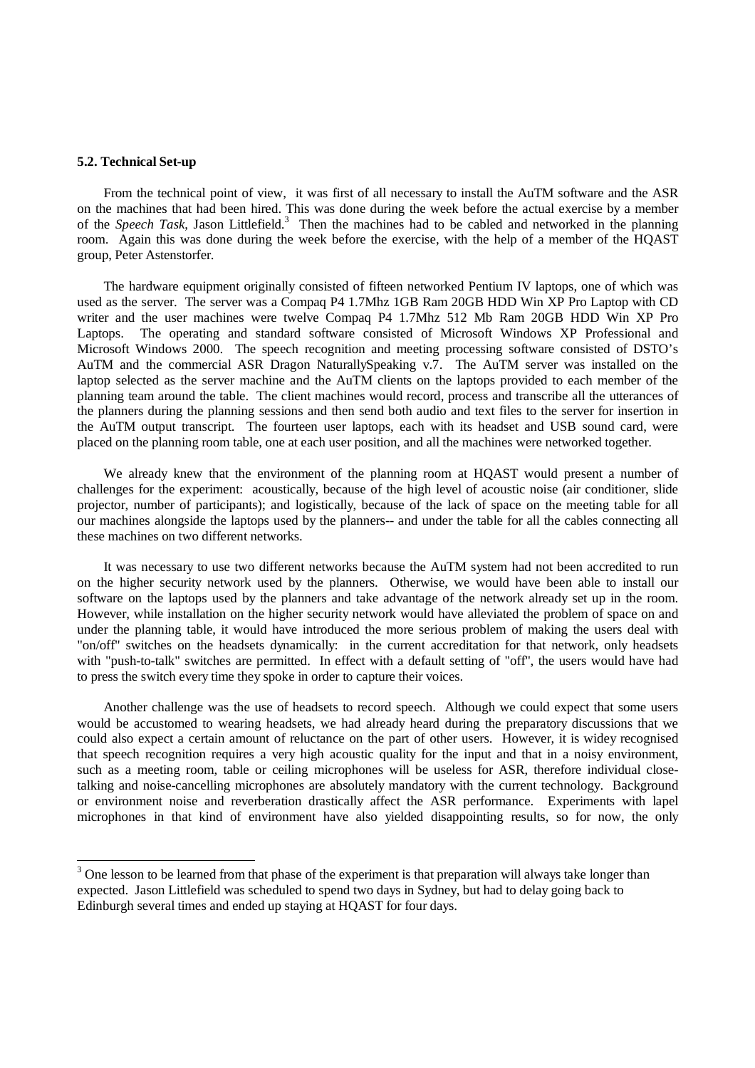### 5.2. Technical Set-up

From the technical point of view, it was first of all necessary to install the AuTM software and the ASR on the machines that had been hired. This was done during the week before the actual exercise by a member of the *Speech Task*, Jason Littlefield.[3] Then the machines had to be cabled and networked in the planning room. Again this was done during the week before the exercise, with the help of a member of the HQAST group, Peter Astenstorfer.

The hardware equipment originally consisted of fifteen networked Pentium IV laptops, one of which was used as the server. The server was a Compaq P4 1.7Mhz 1GB Ram 20GB HDD Win XP Pro Laptop with CD writer and the user machines were twelve Compaq P4 1.7Mhz 512 Mb Ram 20GB HDD Win XP Pro Laptops. The operating and standard software consisted of Microsoft Windows XP Professional and Microsoft Windows 2000. The speech recognition and meeting processing software consisted of DSTO's AuTM and the commercial ASR Dragon NaturallySpeaking v.7. The AuTM server was installed on the laptop selected as the server machine and the AuTM clients on the laptops provided to each member of the planning team around the table. The client machines would record, process and transcribe all the utterances of the planners during the planning sessions and then send both audio and text files to the server for insertion in the AuTM output transcript. The fourteen user laptops, each with its headset and USB sound card, were placed on the planning room table, one at each user position, and all the machines were networked together.

We already knew that the environment of the planning room at HQAST would present a number of challenges for the experiment: acoustically, because of the high level of acoustic noise (air conditioner, slide projector, number of participants); and logistically, because of the lack of space on the meeting table for all our machines alongside the laptops used by the planners-- and under the table for all the cables connecting all these machines on two different networks.

It was necessary to use two different networks because the AuTM system had not been accredited to run on the higher security network used by the planners. Otherwise, we would have been able to install our software on the laptops used by the planners and take advantage of the network already set up in the room. However, while installation on the higher security network would have alleviated the problem of space on and under the planning table, it would have introduced the more serious problem of making the users deal with "on/off" switches on the headsets dynamically: in the current accreditation for that network, only headsets with "push-to-talk" switches are permitted. In effect with a default setting of "off", the users would have had to press the switch every time they spoke in order to capture their voices.

Another challenge was the use of headsets to record speech. Although we could expect that some users would be accustomed to wearing headsets, we had already heard during the preparatory discussions that we could also expect a certain amount of reluctance on the part of other users. However, it is widey recognised that speech recognition requires a very high acoustic quality for the input and that in a noisy environment, such as a meeting room, table or ceiling microphones will be useless for ASR, therefore individual close-talking and noise-cancelling microphones are absolutely mandatory with the current technology. Background or environment noise and reverberation drastically affect the ASR performance. Experiments with lapel microphones in that kind of environment have also yielded disappointing results, so for now, the only

---

[3] One lesson to be learned from that phase of the experiment is that preparation will always take longer than expected. Jason Littlefield was scheduled to spend two days in Sydney, but had to delay going back to Edinburgh several times and ended up staying at HQAST for four days.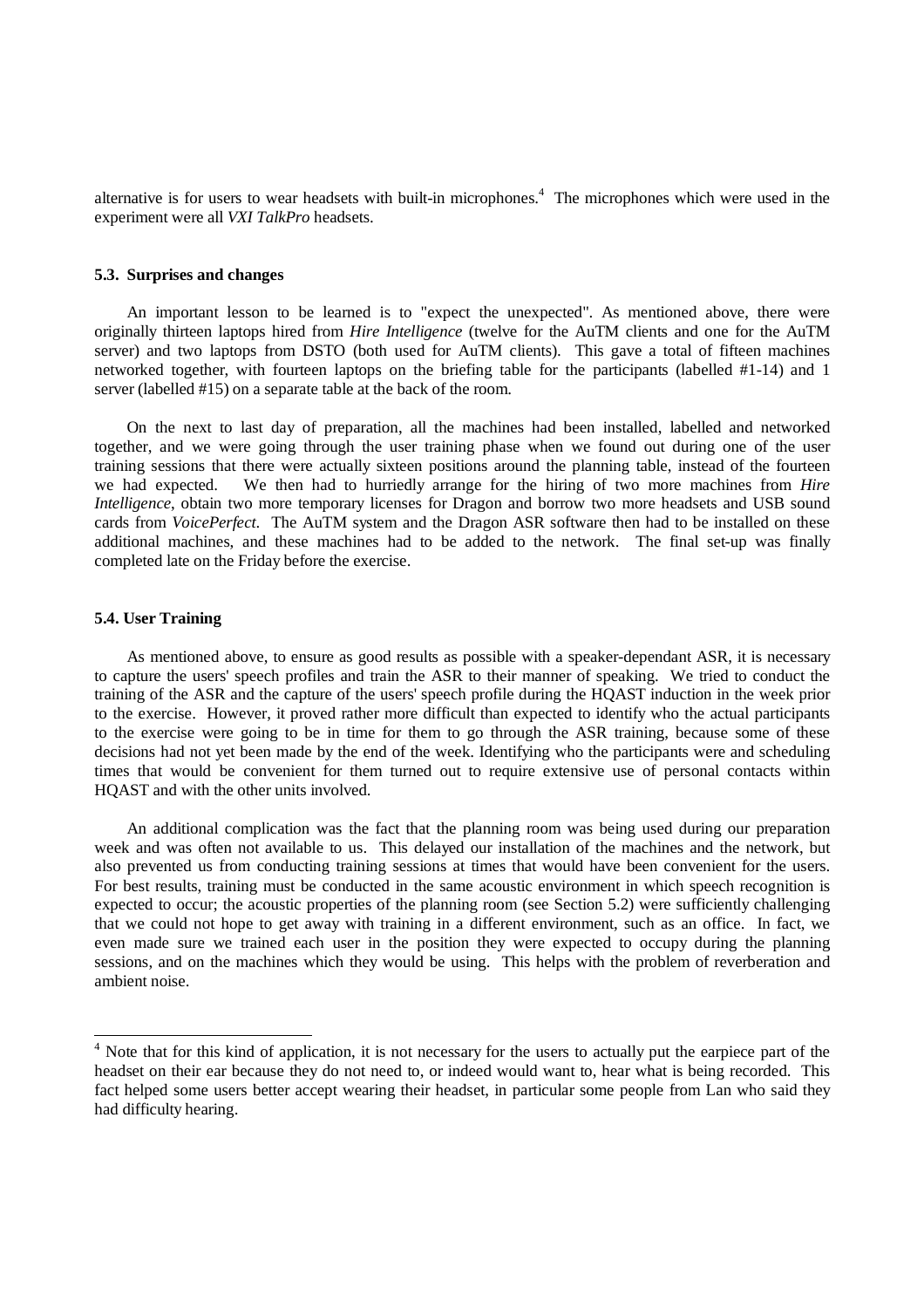alternative is for users to wear headsets with built-in microphones.[4] The microphones which were used in the experiment were all *VXI TalkPro* headsets.

### 5.3. Surprises and changes

An important lesson to be learned is to "expect the unexpected". As mentioned above, there were originally thirteen laptops hired from *Hire Intelligence* (twelve for the AuTM clients and one for the AuTM server) and two laptops from DSTO (both used for AuTM clients). This gave a total of fifteen machines networked together, with fourteen laptops on the briefing table for the participants (labelled #1-14) and 1 server (labelled #15) on a separate table at the back of the room.

On the next to last day of preparation, all the machines had been installed, labelled and networked together, and we were going through the user training phase when we found out during one of the user training sessions that there were actually sixteen positions around the planning table, instead of the fourteen we had expected. We then had to hurriedly arrange for the hiring of two more machines from *Hire Intelligence*, obtain two more temporary licenses for Dragon and borrow two more headsets and USB sound cards from *VoicePerfect*. The AuTM system and the Dragon ASR software then had to be installed on these additional machines, and these machines had to be added to the network. The final set-up was finally completed late on the Friday before the exercise.

### 5.4. User Training

As mentioned above, to ensure as good results as possible with a speaker-dependant ASR, it is necessary to capture the users' speech profiles and train the ASR to their manner of speaking. We tried to conduct the training of the ASR and the capture of the users' speech profile during the HQAST induction in the week prior to the exercise. However, it proved rather more difficult than expected to identify who the actual participants to the exercise were going to be in time for them to go through the ASR training, because some of these decisions had not yet been made by the end of the week. Identifying who the participants were and scheduling times that would be convenient for them turned out to require extensive use of personal contacts within HQAST and with the other units involved.

An additional complication was the fact that the planning room was being used during our preparation week and was often not available to us. This delayed our installation of the machines and the network, but also prevented us from conducting training sessions at times that would have been convenient for the users. For best results, training must be conducted in the same acoustic environment in which speech recognition is expected to occur; the acoustic properties of the planning room (see Section 5.2) were sufficiently challenging that we could not hope to get away with training in a different environment, such as an office. In fact, we even made sure we trained each user in the position they were expected to occupy during the planning sessions, and on the machines which they would be using. This helps with the problem of reverberation and ambient noise.

---

[4] Note that for this kind of application, it is not necessary for the users to actually put the earpiece part of the headset on their ear because they do not need to, or indeed would want to, hear what is being recorded. This fact helped some users better accept wearing their headset, in particular some people from Lan who said they had difficulty hearing.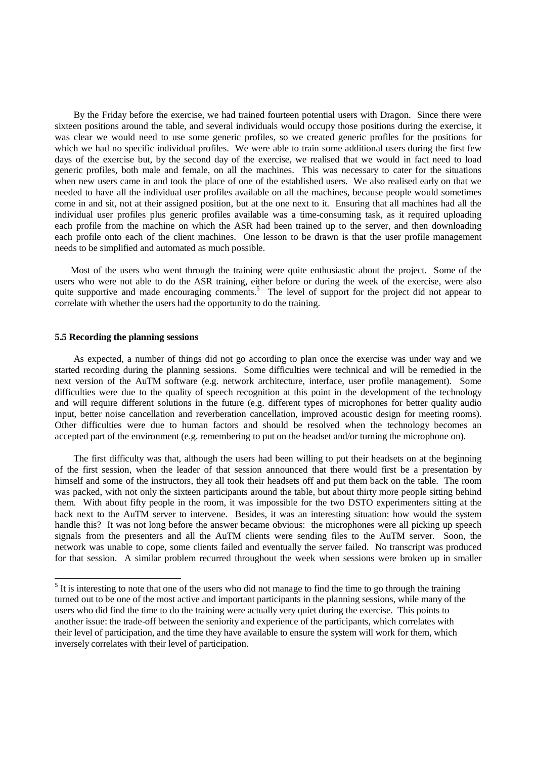By the Friday before the exercise, we had trained fourteen potential users with Dragon. Since there were sixteen positions around the table, and several individuals would occupy those positions during the exercise, it was clear we would need to use some generic profiles, so we created generic profiles for the positions for which we had no specific individual profiles. We were able to train some additional users during the first few days of the exercise but, by the second day of the exercise, we realised that we would in fact need to load generic profiles, both male and female, on all the machines. This was necessary to cater for the situations when new users came in and took the place of one of the established users. We also realised early on that we needed to have all the individual user profiles available on all the machines, because people would sometimes come in and sit, not at their assigned position, but at the one next to it. Ensuring that all machines had all the individual user profiles plus generic profiles available was a time-consuming task, as it required uploading each profile from the machine on which the ASR had been trained up to the server, and then downloading each profile onto each of the client machines. One lesson to be drawn is that the user profile management needs to be simplified and automated as much possible.

Most of the users who went through the training were quite enthusiastic about the project. Some of the users who were not able to do the ASR training, either before or during the week of the exercise, were also quite supportive and made encouraging comments.[5] The level of support for the project did not appear to correlate with whether the users had the opportunity to do the training.

### 5.5 Recording the planning sessions

As expected, a number of things did not go according to plan once the exercise was under way and we started recording during the planning sessions. Some difficulties were technical and will be remedied in the next version of the AuTM software (e.g. network architecture, interface, user profile management). Some difficulties were due to the quality of speech recognition at this point in the development of the technology and will require different solutions in the future (e.g. different types of microphones for better quality audio input, better noise cancellation and reverberation cancellation, improved acoustic design for meeting rooms). Other difficulties were due to human factors and should be resolved when the technology becomes an accepted part of the environment (e.g. remembering to put on the headset and/or turning the microphone on).

The first difficulty was that, although the users had been willing to put their headsets on at the beginning of the first session, when the leader of that session announced that there would first be a presentation by himself and some of the instructors, they all took their headsets off and put them back on the table. The room was packed, with not only the sixteen participants around the table, but about thirty more people sitting behind them. With about fifty people in the room, it was impossible for the two DSTO experimenters sitting at the back next to the AuTM server to intervene. Besides, it was an interesting situation: how would the system handle this? It was not long before the answer became obvious: the microphones were all picking up speech signals from the presenters and all the AuTM clients were sending files to the AuTM server. Soon, the network was unable to cope, some clients failed and eventually the server failed. No transcript was produced for that session. A similar problem recurred throughout the week when sessions were broken up in smaller

---

[5] It is interesting to note that one of the users who did not manage to find the time to go through the training turned out to be one of the most active and important participants in the planning sessions, while many of the users who did find the time to do the training were actually very quiet during the exercise. This points to another issue: the trade-off between the seniority and experience of the participants, which correlates with their level of participation, and the time they have available to ensure the system will work for them, which inversely correlates with their level of participation.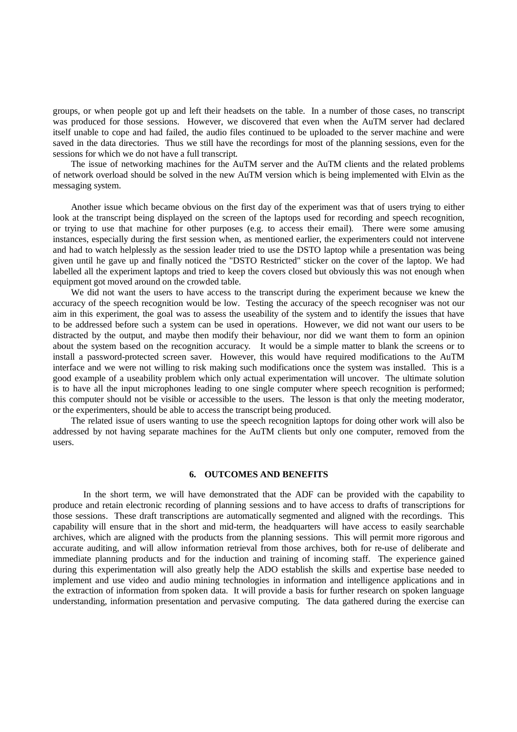groups, or when people got up and left their headsets on the table. In a number of those cases, no transcript was produced for those sessions. However, we discovered that even when the AuTM server had declared itself unable to cope and had failed, the audio files continued to be uploaded to the server machine and were saved in the data directories. Thus we still have the recordings for most of the planning sessions, even for the sessions for which we do not have a full transcript.

The issue of networking machines for the AuTM server and the AuTM clients and the related problems of network overload should be solved in the new AuTM version which is being implemented with Elvin as the messaging system.

Another issue which became obvious on the first day of the experiment was that of users trying to either look at the transcript being displayed on the screen of the laptops used for recording and speech recognition, or trying to use that machine for other purposes (e.g. to access their email). There were some amusing instances, especially during the first session when, as mentioned earlier, the experimenters could not intervene and had to watch helplessly as the session leader tried to use the DSTO laptop while a presentation was being given until he gave up and finally noticed the "DSTO Restricted" sticker on the cover of the laptop. We had labelled all the experiment laptops and tried to keep the covers closed but obviously this was not enough when equipment got moved around on the crowded table.

We did not want the users to have access to the transcript during the experiment because we knew the accuracy of the speech recognition would be low. Testing the accuracy of the speech recogniser was not our aim in this experiment, the goal was to assess the useability of the system and to identify the issues that have to be addressed before such a system can be used in operations. However, we did not want our users to be distracted by the output, and maybe then modify their behaviour, nor did we want them to form an opinion about the system based on the recognition accuracy. It would be a simple matter to blank the screens or to install a password-protected screen saver. However, this would have required modifications to the AuTM interface and we were not willing to risk making such modifications once the system was installed. This is a good example of a useability problem which only actual experimentation will uncover. The ultimate solution is to have all the input microphones leading to one single computer where speech recognition is performed; this computer should not be visible or accessible to the users. The lesson is that only the meeting moderator, or the experimenters, should be able to access the transcript being produced.

The related issue of users wanting to use the speech recognition laptops for doing other work will also be addressed by not having separate machines for the AuTM clients but only one computer, removed from the users.

## 6. OUTCOMES AND BENEFITS

In the short term, we will have demonstrated that the ADF can be provided with the capability to produce and retain electronic recording of planning sessions and to have access to drafts of transcriptions for those sessions. These draft transcriptions are automatically segmented and aligned with the recordings. This capability will ensure that in the short and mid-term, the headquarters will have access to easily searchable archives, which are aligned with the products from the planning sessions. This will permit more rigorous and accurate auditing, and will allow information retrieval from those archives, both for re-use of deliberate and immediate planning products and for the induction and training of incoming staff. The experience gained during this experimentation will also greatly help the ADO establish the skills and expertise base needed to implement and use video and audio mining technologies in information and intelligence applications and in the extraction of information from spoken data. It will provide a basis for further research on spoken language understanding, information presentation and pervasive computing. The data gathered during the exercise can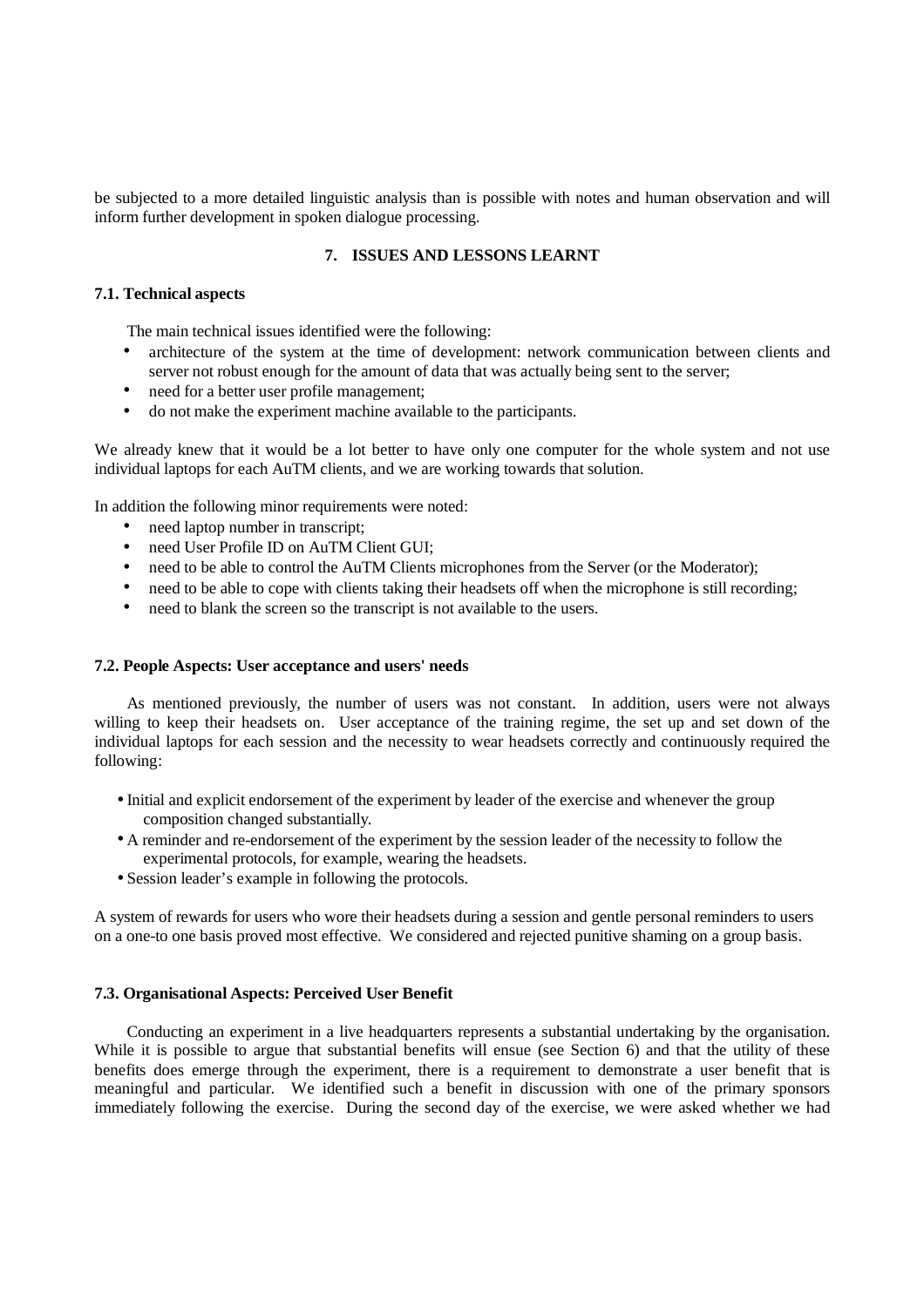be subjected to a more detailed linguistic analysis than is possible with notes and human observation and will inform further development in spoken dialogue processing.

## 7. ISSUES AND LESSONS LEARNT

### 7.1. Technical aspects

The main technical issues identified were the following:

- architecture of the system at the time of development: network communication between clients and server not robust enough for the amount of data that was actually being sent to the server;
- need for a better user profile management;
- do not make the experiment machine available to the participants.

We already knew that it would be a lot better to have only one computer for the whole system and not use individual laptops for each AuTM clients, and we are working towards that solution.

In addition the following minor requirements were noted:

- need laptop number in transcript;
- need User Profile ID on AuTM Client GUI;
- need to be able to control the AuTM Clients microphones from the Server (or the Moderator);
- need to be able to cope with clients taking their headsets off when the microphone is still recording;
- need to blank the screen so the transcript is not available to the users.

### 7.2. People Aspects: User acceptance and users' needs

As mentioned previously, the number of users was not constant. In addition, users were not always willing to keep their headsets on. User acceptance of the training regime, the set up and set down of the individual laptops for each session and the necessity to wear headsets correctly and continuously required the following:

- Initial and explicit endorsement of the experiment by leader of the exercise and whenever the group composition changed substantially.
- A reminder and re-endorsement of the experiment by the session leader of the necessity to follow the experimental protocols, for example, wearing the headsets.
- Session leader's example in following the protocols.

A system of rewards for users who wore their headsets during a session and gentle personal reminders to users on a one-to one basis proved most effective. We considered and rejected punitive shaming on a group basis.

### 7.3. Organisational Aspects: Perceived User Benefit

Conducting an experiment in a live headquarters represents a substantial undertaking by the organisation. While it is possible to argue that substantial benefits will ensue (see Section 6) and that the utility of these benefits does emerge through the experiment, there is a requirement to demonstrate a user benefit that is meaningful and particular. We identified such a benefit in discussion with one of the primary sponsors immediately following the exercise. During the second day of the exercise, we were asked whether we had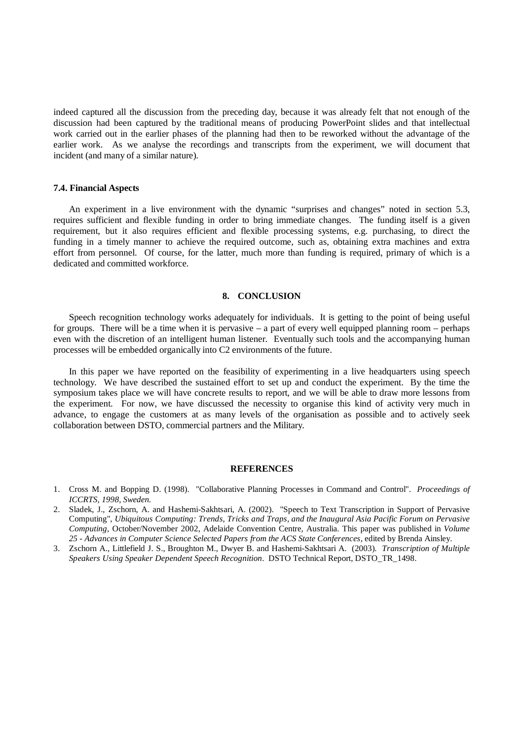indeed captured all the discussion from the preceding day, because it was already felt that not enough of the discussion had been captured by the traditional means of producing PowerPoint slides and that intellectual work carried out in the earlier phases of the planning had then to be reworked without the advantage of the earlier work. As we analyse the recordings and transcripts from the experiment, we will document that incident (and many of a similar nature).

### 7.4. Financial Aspects

An experiment in a live environment with the dynamic "surprises and changes" noted in section 5.3, requires sufficient and flexible funding in order to bring immediate changes. The funding itself is a given requirement, but it also requires efficient and flexible processing systems, e.g. purchasing, to direct the funding in a timely manner to achieve the required outcome, such as, obtaining extra machines and extra effort from personnel. Of course, for the latter, much more than funding is required, primary of which is a dedicated and committed workforce.

## 8. CONCLUSION

Speech recognition technology works adequately for individuals. It is getting to the point of being useful for groups. There will be a time when it is pervasive – a part of every well equipped planning room – perhaps even with the discretion of an intelligent human listener. Eventually such tools and the accompanying human processes will be embedded organically into C2 environments of the future.

In this paper we have reported on the feasibility of experimenting in a live headquarters using speech technology. We have described the sustained effort to set up and conduct the experiment. By the time the symposium takes place we will have concrete results to report, and we will be able to draw more lessons from the experiment. For now, we have discussed the necessity to organise this kind of activity very much in advance, to engage the customers at as many levels of the organisation as possible and to actively seek collaboration between DSTO, commercial partners and the Military.

## REFERENCES

1. Cross M. and Bopping D. (1998). "Collaborative Planning Processes in Command and Control". *Proceedings of ICCRTS, 1998, Sweden.*
2. Sladek, J., Zschorn, A. and Hashemi-Sakhtsari, A. (2002). "Speech to Text Transcription in Support of Pervasive Computing", *Ubiquitous Computing: Trends, Tricks and Traps, and the Inaugural Asia Pacific Forum on Pervasive Computing*, October/November 2002, Adelaide Convention Centre, Australia. This paper was published in *Volume 25 - Advances in Computer Science Selected Papers from the ACS State Conferences*, edited by Brenda Ainsley.
3. Zschorn A., Littlefield J. S., Broughton M., Dwyer B. and Hashemi-Sakhtsari A. (2003). *Transcription of Multiple Speakers Using Speaker Dependent Speech Recognition*. DSTO Technical Report, DSTO_TR_1498.